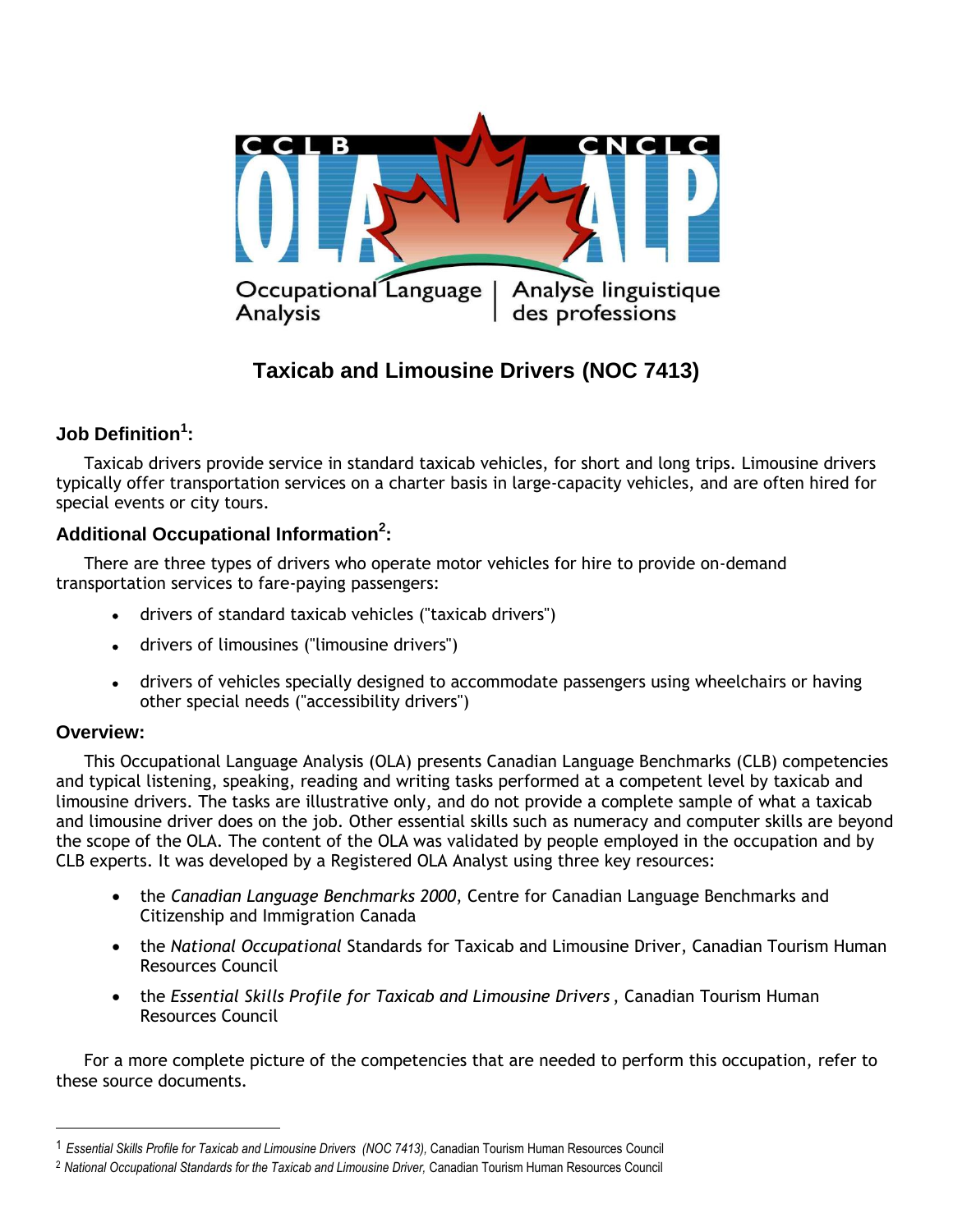CCLB CNCLC

OLA ALP

Occupational Language Analysis | Analyse linguistique des professions

# Taxicab and Limousine Drivers (NOC 7413)

## Job Definition[1]:

Taxicab drivers provide service in standard taxicab vehicles, for short and long trips. Limousine drivers typically offer transportation services on a charter basis in large-capacity vehicles, and are often hired for special events or city tours.

## Additional Occupational Information[2]:

There are three types of drivers who operate motor vehicles for hire to provide on-demand transportation services to fare-paying passengers:

- drivers of standard taxicab vehicles ("taxicab drivers")
- drivers of limousines ("limousine drivers")
- drivers of vehicles specially designed to accommodate passengers using wheelchairs or having other special needs ("accessibility drivers")

## Overview:

This Occupational Language Analysis (OLA) presents Canadian Language Benchmarks (CLB) competencies and typical listening, speaking, reading and writing tasks performed at a competent level by taxicab and limousine drivers. The tasks are illustrative only, and do not provide a complete sample of what a taxicab and limousine driver does on the job. Other essential skills such as numeracy and computer skills are beyond the scope of the OLA. The content of the OLA was validated by people employed in the occupation and by CLB experts. It was developed by a Registered OLA Analyst using three key resources:

- the *Canadian Language Benchmarks 2000*, Centre for Canadian Language Benchmarks and Citizenship and Immigration Canada
- the *National Occupational* Standards for Taxicab and Limousine Driver, Canadian Tourism Human Resources Council
- the *Essential Skills Profile for Taxicab and Limousine Drivers*, Canadian Tourism Human Resources Council

For a more complete picture of the competencies that are needed to perform this occupation, refer to these source documents.

---

[1] *Essential Skills Profile for Taxicab and Limousine Drivers (NOC 7413),* Canadian Tourism Human Resources Council

[2] *National Occupational Standards for the Taxicab and Limousine Driver,* Canadian Tourism Human Resources Council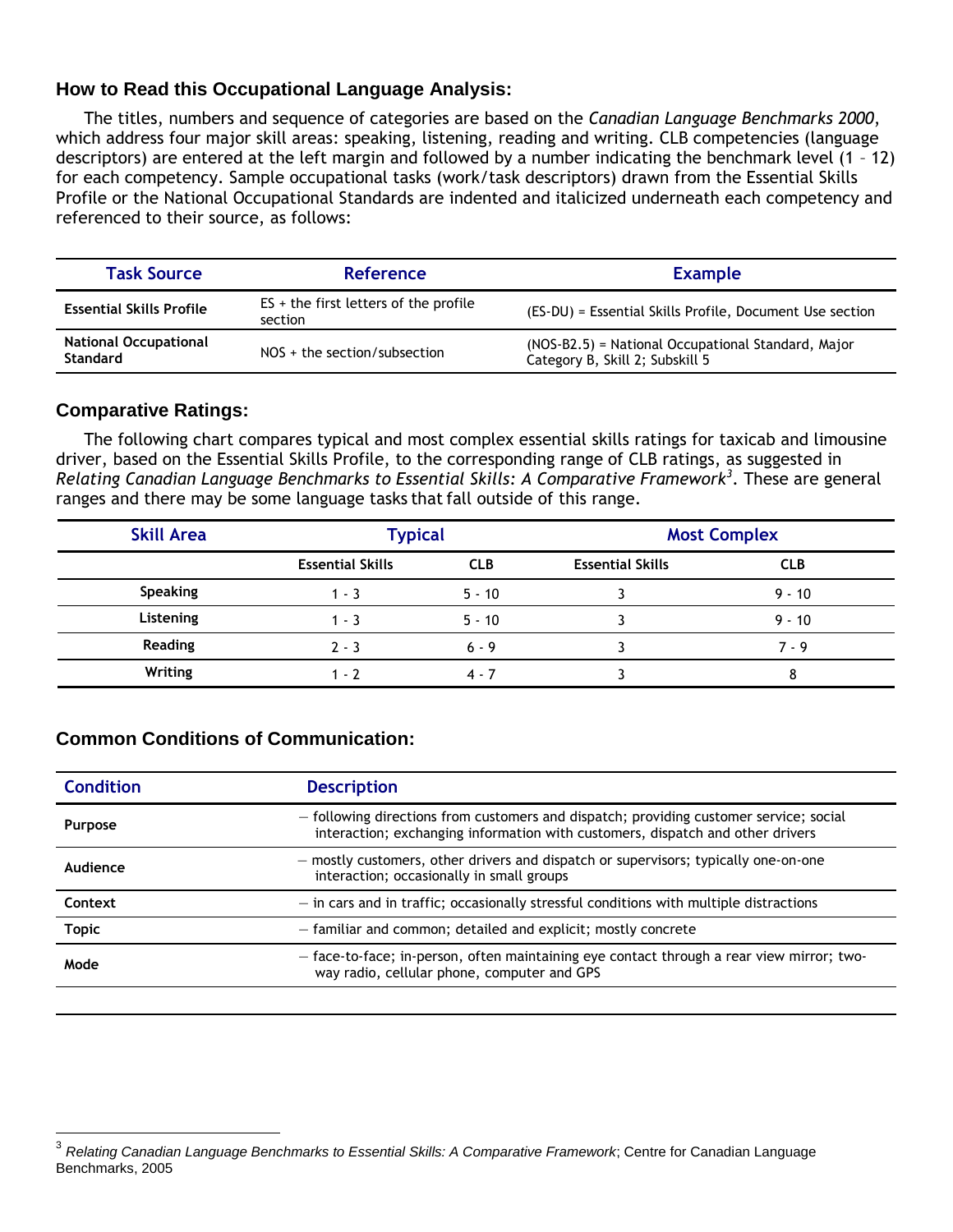## How to Read this Occupational Language Analysis:

The titles, numbers and sequence of categories are based on the *Canadian Language Benchmarks 2000*, which address four major skill areas: speaking, listening, reading and writing. CLB competencies (language descriptors) are entered at the left margin and followed by a number indicating the benchmark level (1 – 12) for each competency. Sample occupational tasks (work/task descriptors) drawn from the Essential Skills Profile or the National Occupational Standards are indented and italicized underneath each competency and referenced to their source, as follows:

| Task Source | Reference | Example |
|---|---|---|
| **Essential Skills Profile** | ES + the first letters of the profile section | (ES-DU) = Essential Skills Profile, Document Use section |
| **National Occupational Standard** | NOS + the section/subsection | (NOS-B2.5) = National Occupational Standard, Major Category B, Skill 2; Subskill 5 |

## Comparative Ratings:

The following chart compares typical and most complex essential skills ratings for taxicab and limousine driver, based on the Essential Skills Profile, to the corresponding range of CLB ratings, as suggested in *Relating Canadian Language Benchmarks to Essential Skills: A Comparative Framework*[3]. These are general ranges and there may be some language tasks that fall outside of this range.

| Skill Area | Typical | | Most Complex | |
|---|---|---|---|---|
| | **Essential Skills** | **CLB** | **Essential Skills** | **CLB** |
| **Speaking** | 1 - 3 | 5 - 10 | 3 | 9 - 10 |
| **Listening** | 1 - 3 | 5 - 10 | 3 | 9 - 10 |
| **Reading** | 2 - 3 | 6 - 9 | 3 | 7 - 9 |
| **Writing** | 1 - 2 | 4 - 7 | 3 | 8 |

## Common Conditions of Communication:

| Condition | Description |
|---|---|
| **Purpose** | – following directions from customers and dispatch; providing customer service; social interaction; exchanging information with customers, dispatch and other drivers |
| **Audience** | – mostly customers, other drivers and dispatch or supervisors; typically one-on-one interaction; occasionally in small groups |
| **Context** | – in cars and in traffic; occasionally stressful conditions with multiple distractions |
| **Topic** | – familiar and common; detailed and explicit; mostly concrete |
| **Mode** | – face-to-face; in-person, often maintaining eye contact through a rear view mirror; two-way radio, cellular phone, computer and GPS |

[3] *Relating Canadian Language Benchmarks to Essential Skills: A Comparative Framework*; Centre for Canadian Language Benchmarks, 2005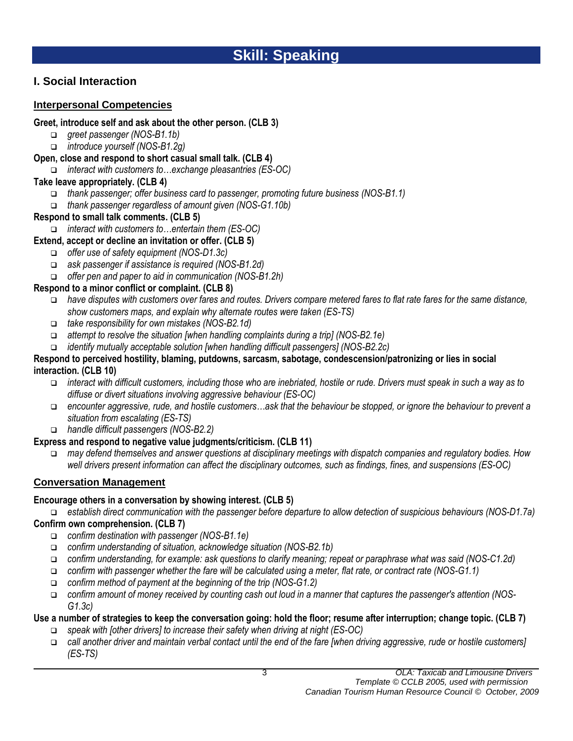# Skill: Speaking

## I. Social Interaction

### Interpersonal Competencies

**Greet, introduce self and ask about the other person. (CLB 3)**

- *greet passenger (NOS-B1.1b)*
- *introduce yourself (NOS-B1.2g)*

**Open, close and respond to short casual small talk. (CLB 4)**

- *interact with customers to…exchange pleasantries (ES-OC)*

**Take leave appropriately. (CLB 4)**

- *thank passenger; offer business card to passenger, promoting future business (NOS-B1.1)*
- *thank passenger regardless of amount given (NOS-G1.10b)*

**Respond to small talk comments. (CLB 5)**

- *interact with customers to…entertain them (ES-OC)*

**Extend, accept or decline an invitation or offer. (CLB 5)**

- *offer use of safety equipment (NOS-D1.3c)*
- *ask passenger if assistance is required (NOS-B1.2d)*
- *offer pen and paper to aid in communication (NOS-B1.2h)*

**Respond to a minor conflict or complaint. (CLB 8)**

- *have disputes with customers over fares and routes. Drivers compare metered fares to flat rate fares for the same distance, show customers maps, and explain why alternate routes were taken (ES-TS)*
- *take responsibility for own mistakes (NOS-B2.1d)*
- *attempt to resolve the situation [when handling complaints during a trip] (NOS-B2.1e)*
- *identify mutually acceptable solution [when handling difficult passengers] (NOS-B2.2c)*

**Respond to perceived hostility, blaming, putdowns, sarcasm, sabotage, condescension/patronizing or lies in social interaction. (CLB 10)**

- *interact with difficult customers, including those who are inebriated, hostile or rude. Drivers must speak in such a way as to diffuse or divert situations involving aggressive behaviour (ES-OC)*
- *encounter aggressive, rude, and hostile customers…ask that the behaviour be stopped, or ignore the behaviour to prevent a situation from escalating (ES-TS)*
- *handle difficult passengers (NOS-B2.2)*

**Express and respond to negative value judgments/criticism. (CLB 11)**

- *may defend themselves and answer questions at disciplinary meetings with dispatch companies and regulatory bodies. How well drivers present information can affect the disciplinary outcomes, such as findings, fines, and suspensions (ES-OC)*

### Conversation Management

**Encourage others in a conversation by showing interest. (CLB 5)**

- *establish direct communication with the passenger before departure to allow detection of suspicious behaviours (NOS-D1.7a)*

**Confirm own comprehension. (CLB 7)**

- *confirm destination with passenger (NOS-B1.1e)*
- *confirm understanding of situation, acknowledge situation (NOS-B2.1b)*
- *confirm understanding, for example: ask questions to clarify meaning; repeat or paraphrase what was said (NOS-C1.2d)*
- *confirm with passenger whether the fare will be calculated using a meter, flat rate, or contract rate (NOS-G1.1)*
- *confirm method of payment at the beginning of the trip (NOS-G1.2)*
- *confirm amount of money received by counting cash out loud in a manner that captures the passenger's attention (NOS-G1.3c)*

**Use a number of strategies to keep the conversation going: hold the floor; resume after interruption; change topic. (CLB 7)**

- *speak with [other drivers] to increase their safety when driving at night (ES-OC)*
- *call another driver and maintain verbal contact until the end of the fare [when driving aggressive, rude or hostile customers] (ES-TS)*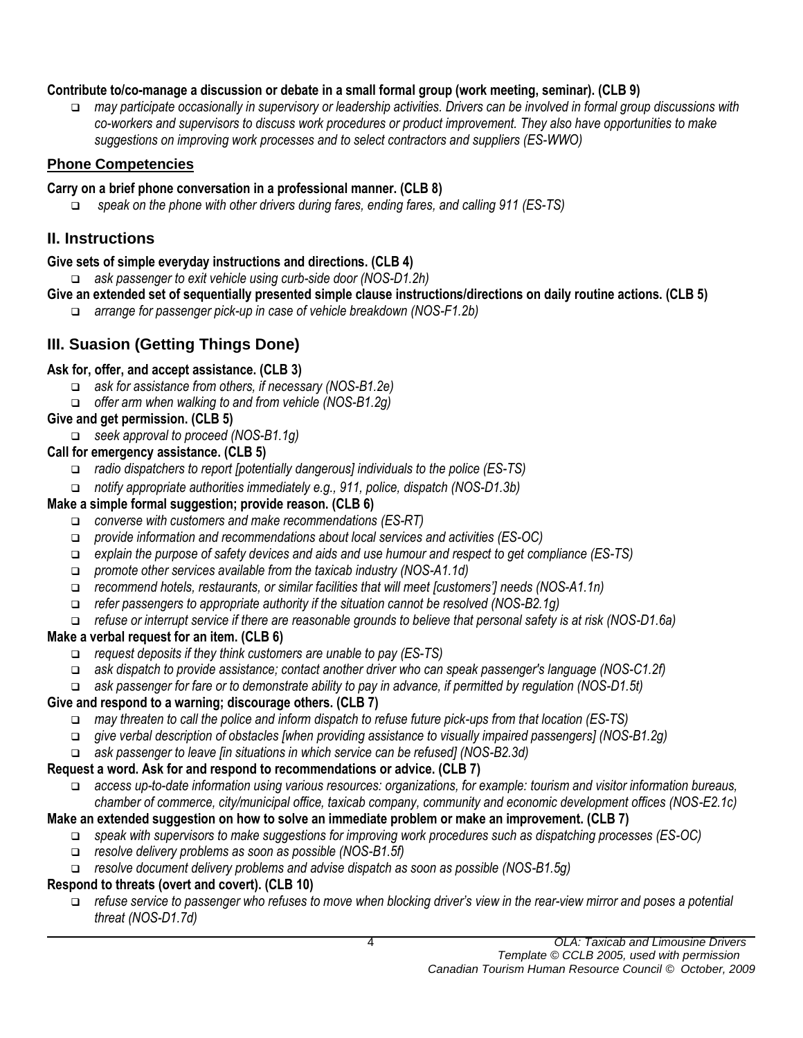**Contribute to/co-manage a discussion or debate in a small formal group (work meeting, seminar). (CLB 9)**

- *may participate occasionally in supervisory or leadership activities. Drivers can be involved in formal group discussions with co-workers and supervisors to discuss work procedures or product improvement. They also have opportunities to make suggestions on improving work processes and to select contractors and suppliers (ES-WWO)*

### Phone Competencies

**Carry on a brief phone conversation in a professional manner. (CLB 8)**

- *speak on the phone with other drivers during fares, ending fares, and calling 911 (ES-TS)*

## II. Instructions

**Give sets of simple everyday instructions and directions. (CLB 4)**

- *ask passenger to exit vehicle using curb-side door (NOS-D1.2h)*

**Give an extended set of sequentially presented simple clause instructions/directions on daily routine actions. (CLB 5)**

- *arrange for passenger pick-up in case of vehicle breakdown (NOS-F1.2b)*

## III. Suasion (Getting Things Done)

**Ask for, offer, and accept assistance. (CLB 3)**

- *ask for assistance from others, if necessary (NOS-B1.2e)*
- *offer arm when walking to and from vehicle (NOS-B1.2g)*

**Give and get permission. (CLB 5)**

- *seek approval to proceed (NOS-B1.1g)*

**Call for emergency assistance. (CLB 5)**

- *radio dispatchers to report [potentially dangerous] individuals to the police (ES-TS)*
- *notify appropriate authorities immediately e.g., 911, police, dispatch (NOS-D1.3b)*

**Make a simple formal suggestion; provide reason. (CLB 6)**

- *converse with customers and make recommendations (ES-RT)*
- *provide information and recommendations about local services and activities (ES-OC)*
- *explain the purpose of safety devices and aids and use humour and respect to get compliance (ES-TS)*
- *promote other services available from the taxicab industry (NOS-A1.1d)*
- *recommend hotels, restaurants, or similar facilities that will meet [customers'] needs (NOS-A1.1n)*
- *refer passengers to appropriate authority if the situation cannot be resolved (NOS-B2.1g)*
- *refuse or interrupt service if there are reasonable grounds to believe that personal safety is at risk (NOS-D1.6a)*

**Make a verbal request for an item. (CLB 6)**

- *request deposits if they think customers are unable to pay (ES-TS)*
- *ask dispatch to provide assistance; contact another driver who can speak passenger's language (NOS-C1.2f)*
- *ask passenger for fare or to demonstrate ability to pay in advance, if permitted by regulation (NOS-D1.5t)*

**Give and respond to a warning; discourage others. (CLB 7)**

- *may threaten to call the police and inform dispatch to refuse future pick-ups from that location (ES-TS)*
- *give verbal description of obstacles [when providing assistance to visually impaired passengers] (NOS-B1.2g)*
- *ask passenger to leave [in situations in which service can be refused] (NOS-B2.3d)*

**Request a word. Ask for and respond to recommendations or advice. (CLB 7)**

- *access up-to-date information using various resources: organizations, for example: tourism and visitor information bureaus, chamber of commerce, city/municipal office, taxicab company, community and economic development offices (NOS-E2.1c)*

**Make an extended suggestion on how to solve an immediate problem or make an improvement. (CLB 7)**

- *speak with supervisors to make suggestions for improving work procedures such as dispatching processes (ES-OC)*
- *resolve delivery problems as soon as possible (NOS-B1.5f)*
- *resolve document delivery problems and advise dispatch as soon as possible (NOS-B1.5g)*

**Respond to threats (overt and covert). (CLB 10)**

- *refuse service to passenger who refuses to move when blocking driver's view in the rear-view mirror and poses a potential threat (NOS-D1.7d)*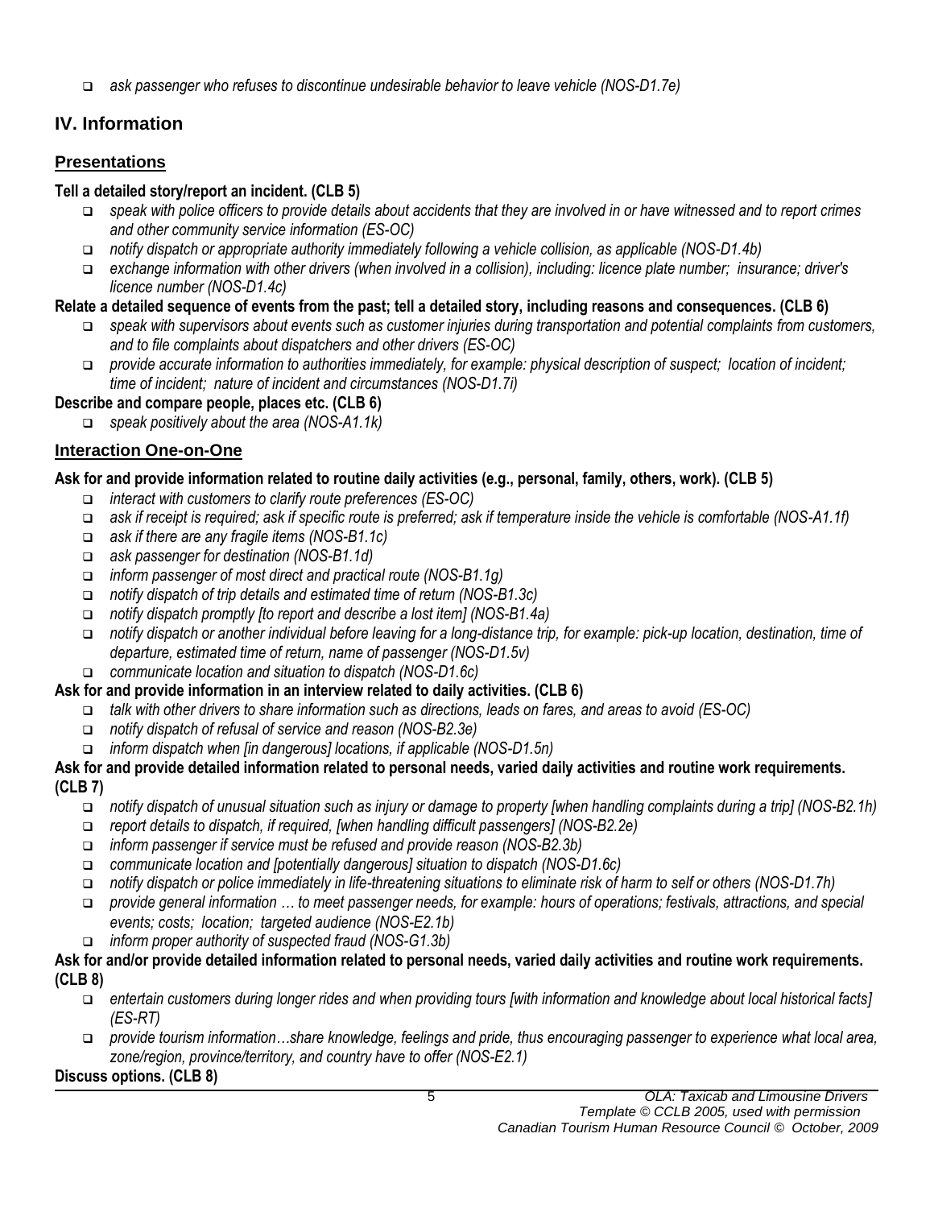- *ask passenger who refuses to discontinue undesirable behavior to leave vehicle (NOS-D1.7e)*

## IV. Information

### Presentations

**Tell a detailed story/report an incident. (CLB 5)**

- *speak with police officers to provide details about accidents that they are involved in or have witnessed and to report crimes and other community service information (ES-OC)*
- *notify dispatch or appropriate authority immediately following a vehicle collision, as applicable (NOS-D1.4b)*
- *exchange information with other drivers (when involved in a collision), including: licence plate number; insurance; driver's licence number (NOS-D1.4c)*

**Relate a detailed sequence of events from the past; tell a detailed story, including reasons and consequences. (CLB 6)**

- *speak with supervisors about events such as customer injuries during transportation and potential complaints from customers, and to file complaints about dispatchers and other drivers (ES-OC)*
- *provide accurate information to authorities immediately, for example: physical description of suspect; location of incident; time of incident; nature of incident and circumstances (NOS-D1.7i)*

**Describe and compare people, places etc. (CLB 6)**

- *speak positively about the area (NOS-A1.1k)*

### Interaction One-on-One

**Ask for and provide information related to routine daily activities (e.g., personal, family, others, work). (CLB 5)**

- *interact with customers to clarify route preferences (ES-OC)*
- *ask if receipt is required; ask if specific route is preferred; ask if temperature inside the vehicle is comfortable (NOS-A1.1f)*
- *ask if there are any fragile items (NOS-B1.1c)*
- *ask passenger for destination (NOS-B1.1d)*
- *inform passenger of most direct and practical route (NOS-B1.1g)*
- *notify dispatch of trip details and estimated time of return (NOS-B1.3c)*
- *notify dispatch promptly [to report and describe a lost item] (NOS-B1.4a)*
- *notify dispatch or another individual before leaving for a long-distance trip, for example: pick-up location, destination, time of departure, estimated time of return, name of passenger (NOS-D1.5v)*
- *communicate location and situation to dispatch (NOS-D1.6c)*

**Ask for and provide information in an interview related to daily activities. (CLB 6)**

- *talk with other drivers to share information such as directions, leads on fares, and areas to avoid (ES-OC)*
- *notify dispatch of refusal of service and reason (NOS-B2.3e)*
- *inform dispatch when [in dangerous] locations, if applicable (NOS-D1.5n)*

**Ask for and provide detailed information related to personal needs, varied daily activities and routine work requirements. (CLB 7)**

- *notify dispatch of unusual situation such as injury or damage to property [when handling complaints during a trip] (NOS-B2.1h)*
- *report details to dispatch, if required, [when handling difficult passengers] (NOS-B2.2e)*
- *inform passenger if service must be refused and provide reason (NOS-B2.3b)*
- *communicate location and [potentially dangerous] situation to dispatch (NOS-D1.6c)*
- *notify dispatch or police immediately in life-threatening situations to eliminate risk of harm to self or others (NOS-D1.7h)*
- *provide general information … to meet passenger needs, for example: hours of operations; festivals, attractions, and special events; costs; location; targeted audience (NOS-E2.1b)*
- *inform proper authority of suspected fraud (NOS-G1.3b)*

**Ask for and/or provide detailed information related to personal needs, varied daily activities and routine work requirements. (CLB 8)**

- *entertain customers during longer rides and when providing tours [with information and knowledge about local historical facts] (ES-RT)*
- *provide tourism information…share knowledge, feelings and pride, thus encouraging passenger to experience what local area, zone/region, province/territory, and country have to offer (NOS-E2.1)*

**Discuss options. (CLB 8)**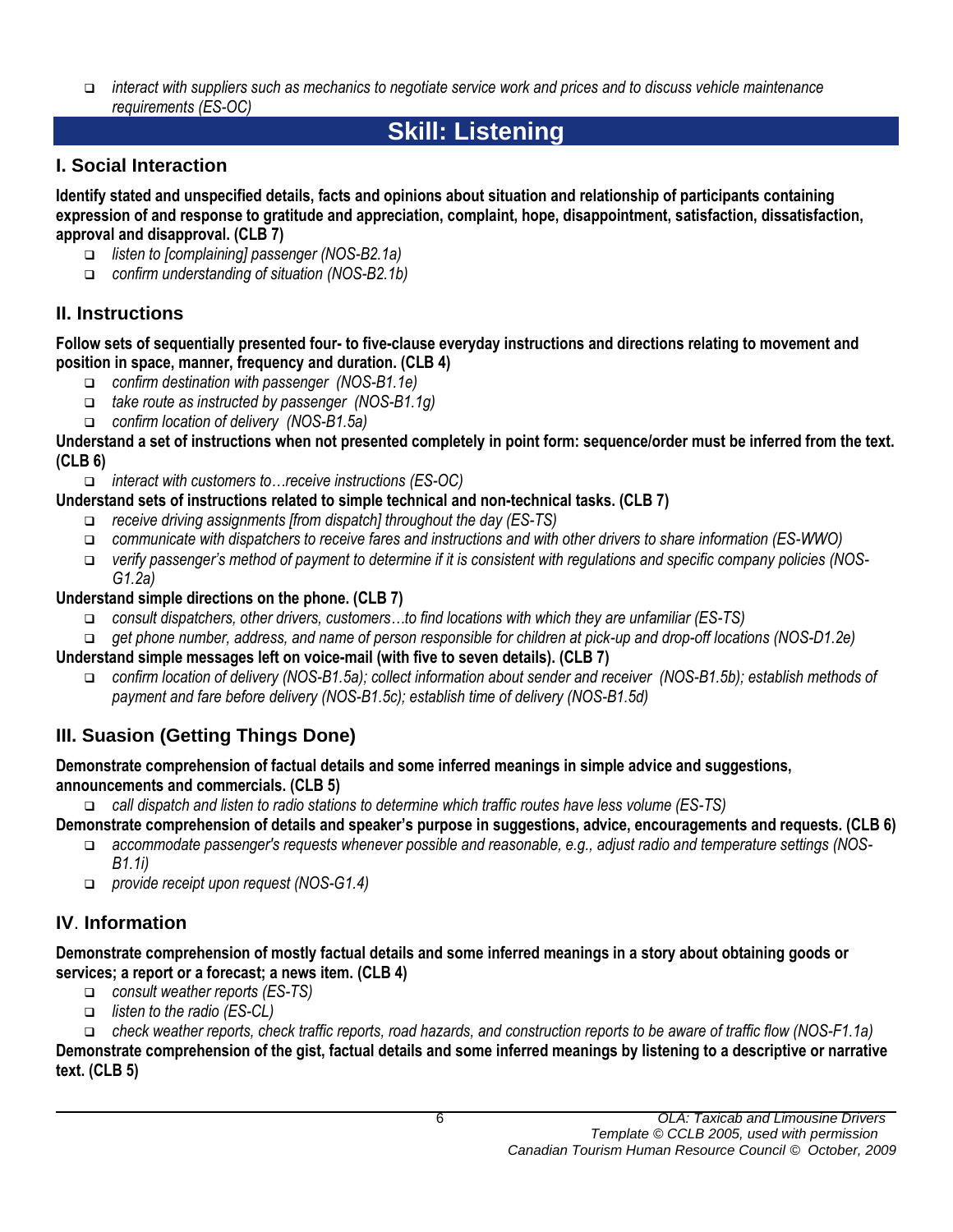- *interact with suppliers such as mechanics to negotiate service work and prices and to discuss vehicle maintenance requirements (ES-OC)*

# Skill: Listening

## I. Social Interaction

**Identify stated and unspecified details, facts and opinions about situation and relationship of participants containing expression of and response to gratitude and appreciation, complaint, hope, disappointment, satisfaction, dissatisfaction, approval and disapproval. (CLB 7)**

- *listen to [complaining] passenger (NOS-B2.1a)*
- *confirm understanding of situation (NOS-B2.1b)*

## II. Instructions

**Follow sets of sequentially presented four- to five-clause everyday instructions and directions relating to movement and position in space, manner, frequency and duration. (CLB 4)**

- *confirm destination with passenger (NOS-B1.1e)*
- *take route as instructed by passenger (NOS-B1.1g)*
- *confirm location of delivery (NOS-B1.5a)*

**Understand a set of instructions when not presented completely in point form: sequence/order must be inferred from the text. (CLB 6)**

- *interact with customers to…receive instructions (ES-OC)*

**Understand sets of instructions related to simple technical and non-technical tasks. (CLB 7)**

- *receive driving assignments [from dispatch] throughout the day (ES-TS)*
- *communicate with dispatchers to receive fares and instructions and with other drivers to share information (ES-WWO)*
- *verify passenger's method of payment to determine if it is consistent with regulations and specific company policies (NOS-G1.2a)*

**Understand simple directions on the phone. (CLB 7)**

- *consult dispatchers, other drivers, customers…to find locations with which they are unfamiliar (ES-TS)*
- *get phone number, address, and name of person responsible for children at pick-up and drop-off locations (NOS-D1.2e)*

**Understand simple messages left on voice-mail (with five to seven details). (CLB 7)**

- *confirm location of delivery (NOS-B1.5a); collect information about sender and receiver (NOS-B1.5b); establish methods of payment and fare before delivery (NOS-B1.5c); establish time of delivery (NOS-B1.5d)*

## III. Suasion (Getting Things Done)

**Demonstrate comprehension of factual details and some inferred meanings in simple advice and suggestions, announcements and commercials. (CLB 5)**

- *call dispatch and listen to radio stations to determine which traffic routes have less volume (ES-TS)*

**Demonstrate comprehension of details and speaker's purpose in suggestions, advice, encouragements and requests. (CLB 6)**

- *accommodate passenger's requests whenever possible and reasonable, e.g., adjust radio and temperature settings (NOS-B1.1i)*
- *provide receipt upon request (NOS-G1.4)*

## IV. Information

**Demonstrate comprehension of mostly factual details and some inferred meanings in a story about obtaining goods or services; a report or a forecast; a news item. (CLB 4)**

- *consult weather reports (ES-TS)*
- *listen to the radio (ES-CL)*
- *check weather reports, check traffic reports, road hazards, and construction reports to be aware of traffic flow (NOS-F1.1a)*

**Demonstrate comprehension of the gist, factual details and some inferred meanings by listening to a descriptive or narrative text. (CLB 5)**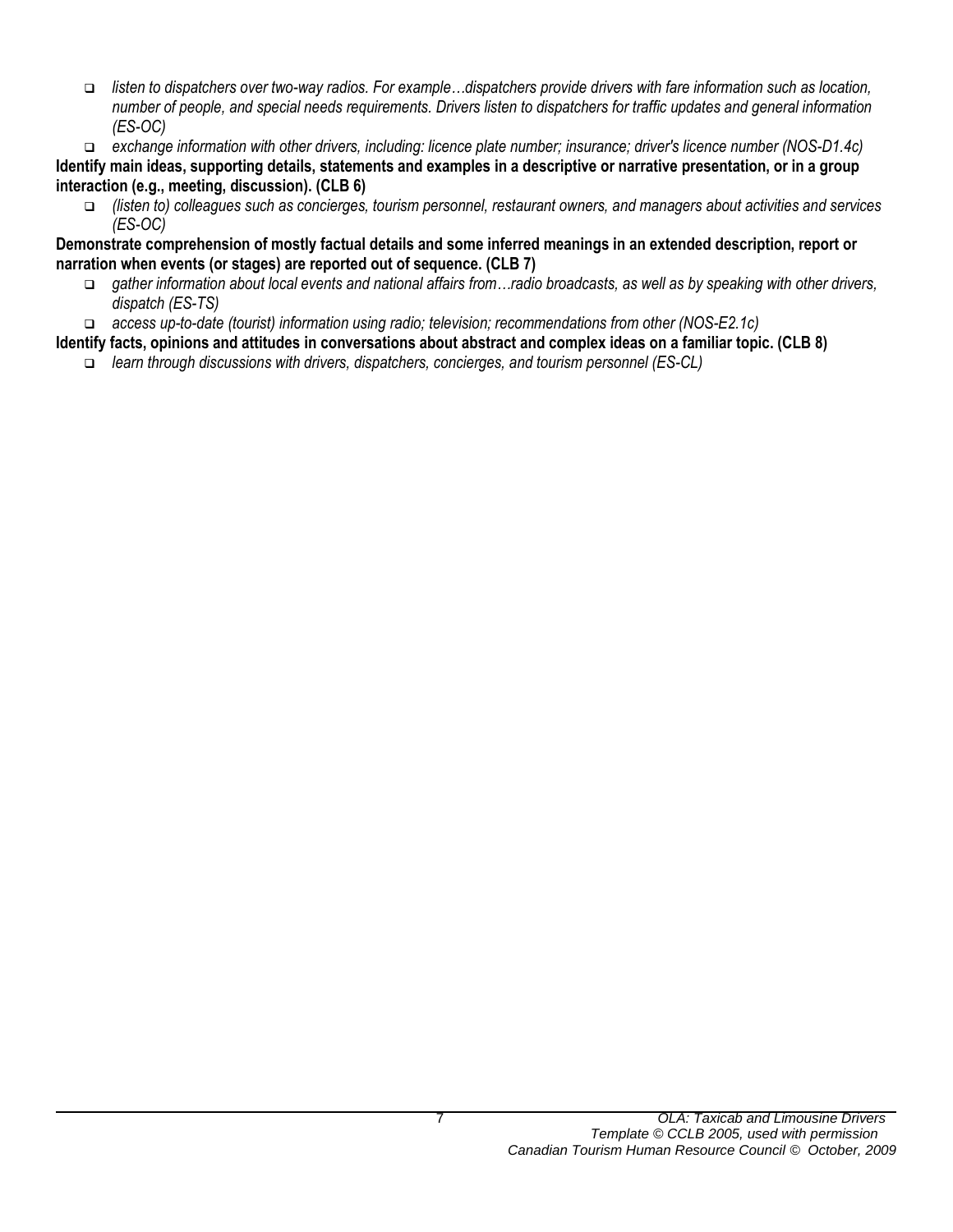- *listen to dispatchers over two-way radios. For example…dispatchers provide drivers with fare information such as location, number of people, and special needs requirements. Drivers listen to dispatchers for traffic updates and general information (ES-OC)*
- *exchange information with other drivers, including: licence plate number; insurance; driver's licence number (NOS-D1.4c)*

**Identify main ideas, supporting details, statements and examples in a descriptive or narrative presentation, or in a group interaction (e.g., meeting, discussion). (CLB 6)**

- *(listen to) colleagues such as concierges, tourism personnel, restaurant owners, and managers about activities and services (ES-OC)*

**Demonstrate comprehension of mostly factual details and some inferred meanings in an extended description, report or narration when events (or stages) are reported out of sequence. (CLB 7)**

- *gather information about local events and national affairs from…radio broadcasts, as well as by speaking with other drivers, dispatch (ES-TS)*
- *access up-to-date (tourist) information using radio; television; recommendations from other (NOS-E2.1c)*

**Identify facts, opinions and attitudes in conversations about abstract and complex ideas on a familiar topic. (CLB 8)**

- *learn through discussions with drivers, dispatchers, concierges, and tourism personnel (ES-CL)*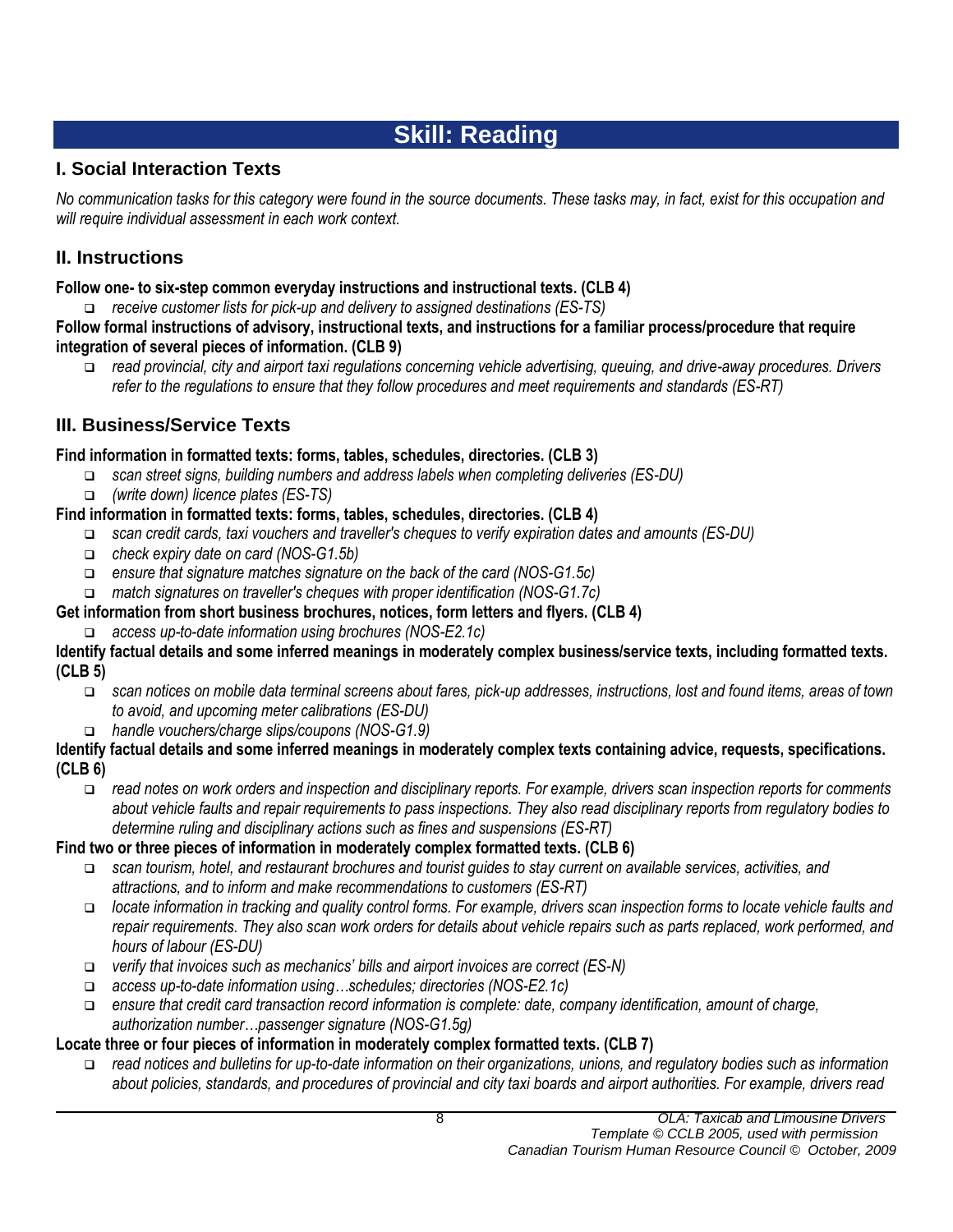# Skill: Reading

## I. Social Interaction Texts

*No communication tasks for this category were found in the source documents. These tasks may, in fact, exist for this occupation and will require individual assessment in each work context.*

## II. Instructions

**Follow one- to six-step common everyday instructions and instructional texts. (CLB 4)**

- *receive customer lists for pick-up and delivery to assigned destinations (ES-TS)*

**Follow formal instructions of advisory, instructional texts, and instructions for a familiar process/procedure that require integration of several pieces of information. (CLB 9)**

- *read provincial, city and airport taxi regulations concerning vehicle advertising, queuing, and drive-away procedures. Drivers refer to the regulations to ensure that they follow procedures and meet requirements and standards (ES-RT)*

## III. Business/Service Texts

**Find information in formatted texts: forms, tables, schedules, directories. (CLB 3)**

- *scan street signs, building numbers and address labels when completing deliveries (ES-DU)*
- *(write down) licence plates (ES-TS)*

**Find information in formatted texts: forms, tables, schedules, directories. (CLB 4)**

- *scan credit cards, taxi vouchers and traveller's cheques to verify expiration dates and amounts (ES-DU)*
- *check expiry date on card (NOS-G1.5b)*
- *ensure that signature matches signature on the back of the card (NOS-G1.5c)*
- *match signatures on traveller's cheques with proper identification (NOS-G1.7c)*

**Get information from short business brochures, notices, form letters and flyers. (CLB 4)**

- *access up-to-date information using brochures (NOS-E2.1c)*

**Identify factual details and some inferred meanings in moderately complex business/service texts, including formatted texts. (CLB 5)**

- *scan notices on mobile data terminal screens about fares, pick-up addresses, instructions, lost and found items, areas of town to avoid, and upcoming meter calibrations (ES-DU)*
- *handle vouchers/charge slips/coupons (NOS-G1.9)*

**Identify factual details and some inferred meanings in moderately complex texts containing advice, requests, specifications. (CLB 6)**

- *read notes on work orders and inspection and disciplinary reports. For example, drivers scan inspection reports for comments about vehicle faults and repair requirements to pass inspections. They also read disciplinary reports from regulatory bodies to determine ruling and disciplinary actions such as fines and suspensions (ES-RT)*

**Find two or three pieces of information in moderately complex formatted texts. (CLB 6)**

- *scan tourism, hotel, and restaurant brochures and tourist guides to stay current on available services, activities, and attractions, and to inform and make recommendations to customers (ES-RT)*
- *locate information in tracking and quality control forms. For example, drivers scan inspection forms to locate vehicle faults and repair requirements. They also scan work orders for details about vehicle repairs such as parts replaced, work performed, and hours of labour (ES-DU)*
- *verify that invoices such as mechanics' bills and airport invoices are correct (ES-N)*
- *access up-to-date information using…schedules; directories (NOS-E2.1c)*
- *ensure that credit card transaction record information is complete: date, company identification, amount of charge, authorization number…passenger signature (NOS-G1.5g)*

**Locate three or four pieces of information in moderately complex formatted texts. (CLB 7)**

- *read notices and bulletins for up-to-date information on their organizations, unions, and regulatory bodies such as information about policies, standards, and procedures of provincial and city taxi boards and airport authorities. For example, drivers read*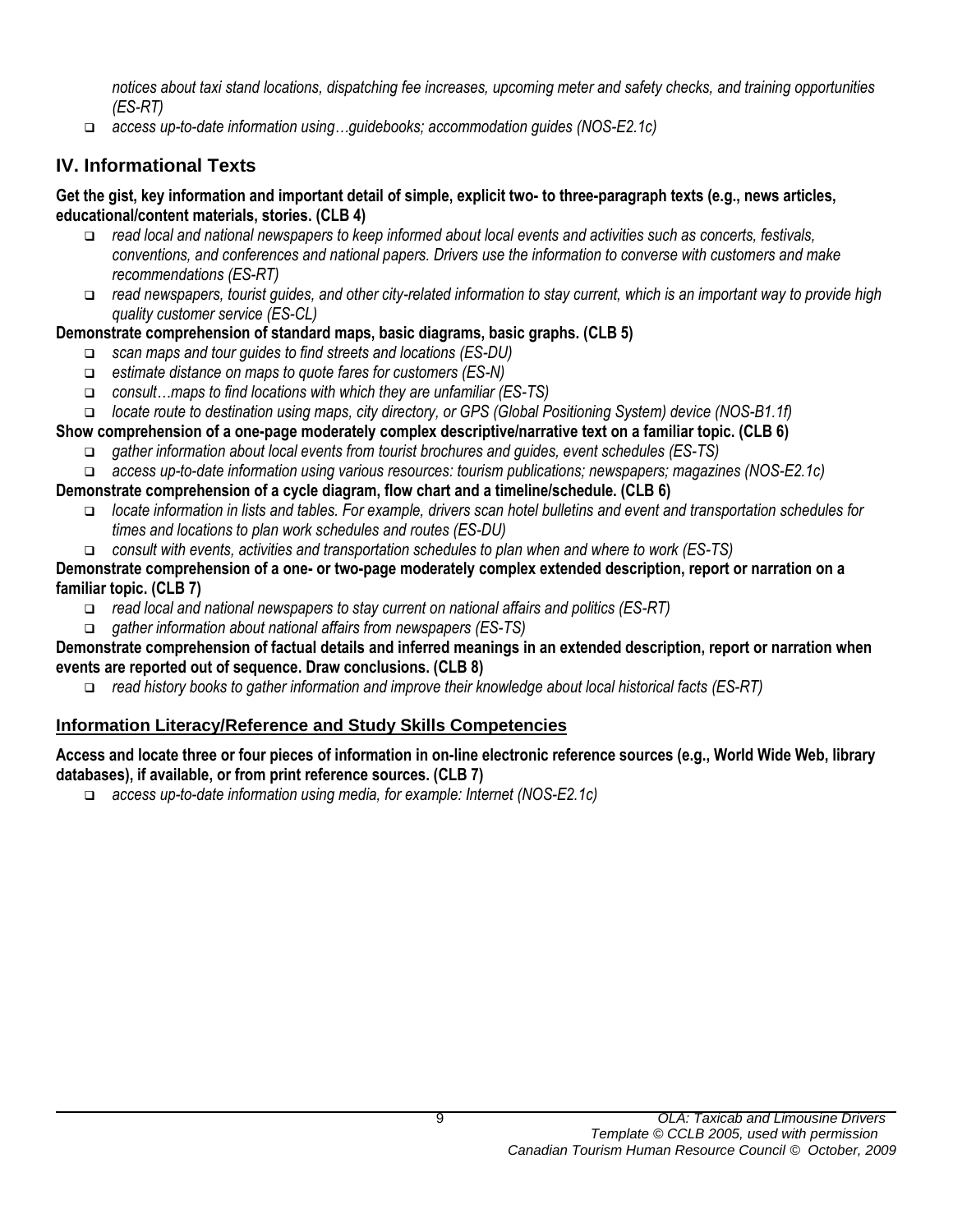*notices about taxi stand locations, dispatching fee increases, upcoming meter and safety checks, and training opportunities (ES-RT)*

- *access up-to-date information using…guidebooks; accommodation guides (NOS-E2.1c)*

## IV. Informational Texts

**Get the gist, key information and important detail of simple, explicit two- to three-paragraph texts (e.g., news articles, educational/content materials, stories. (CLB 4)**

- *read local and national newspapers to keep informed about local events and activities such as concerts, festivals, conventions, and conferences and national papers. Drivers use the information to converse with customers and make recommendations (ES-RT)*
- *read newspapers, tourist guides, and other city-related information to stay current, which is an important way to provide high quality customer service (ES-CL)*

**Demonstrate comprehension of standard maps, basic diagrams, basic graphs. (CLB 5)**

- *scan maps and tour guides to find streets and locations (ES-DU)*
- *estimate distance on maps to quote fares for customers (ES-N)*
- *consult…maps to find locations with which they are unfamiliar (ES-TS)*
- *locate route to destination using maps, city directory, or GPS (Global Positioning System) device (NOS-B1.1f)*

**Show comprehension of a one-page moderately complex descriptive/narrative text on a familiar topic. (CLB 6)**

- *gather information about local events from tourist brochures and guides, event schedules (ES-TS)*
- *access up-to-date information using various resources: tourism publications; newspapers; magazines (NOS-E2.1c)*

**Demonstrate comprehension of a cycle diagram, flow chart and a timeline/schedule. (CLB 6)**

- *locate information in lists and tables. For example, drivers scan hotel bulletins and event and transportation schedules for times and locations to plan work schedules and routes (ES-DU)*
- *consult with events, activities and transportation schedules to plan when and where to work (ES-TS)*

**Demonstrate comprehension of a one- or two-page moderately complex extended description, report or narration on a familiar topic. (CLB 7)**

- *read local and national newspapers to stay current on national affairs and politics (ES-RT)*
- *gather information about national affairs from newspapers (ES-TS)*

**Demonstrate comprehension of factual details and inferred meanings in an extended description, report or narration when events are reported out of sequence. Draw conclusions. (CLB 8)**

- *read history books to gather information and improve their knowledge about local historical facts (ES-RT)*

### Information Literacy/Reference and Study Skills Competencies

**Access and locate three or four pieces of information in on-line electronic reference sources (e.g., World Wide Web, library databases), if available, or from print reference sources. (CLB 7)**

- *access up-to-date information using media, for example: Internet (NOS-E2.1c)*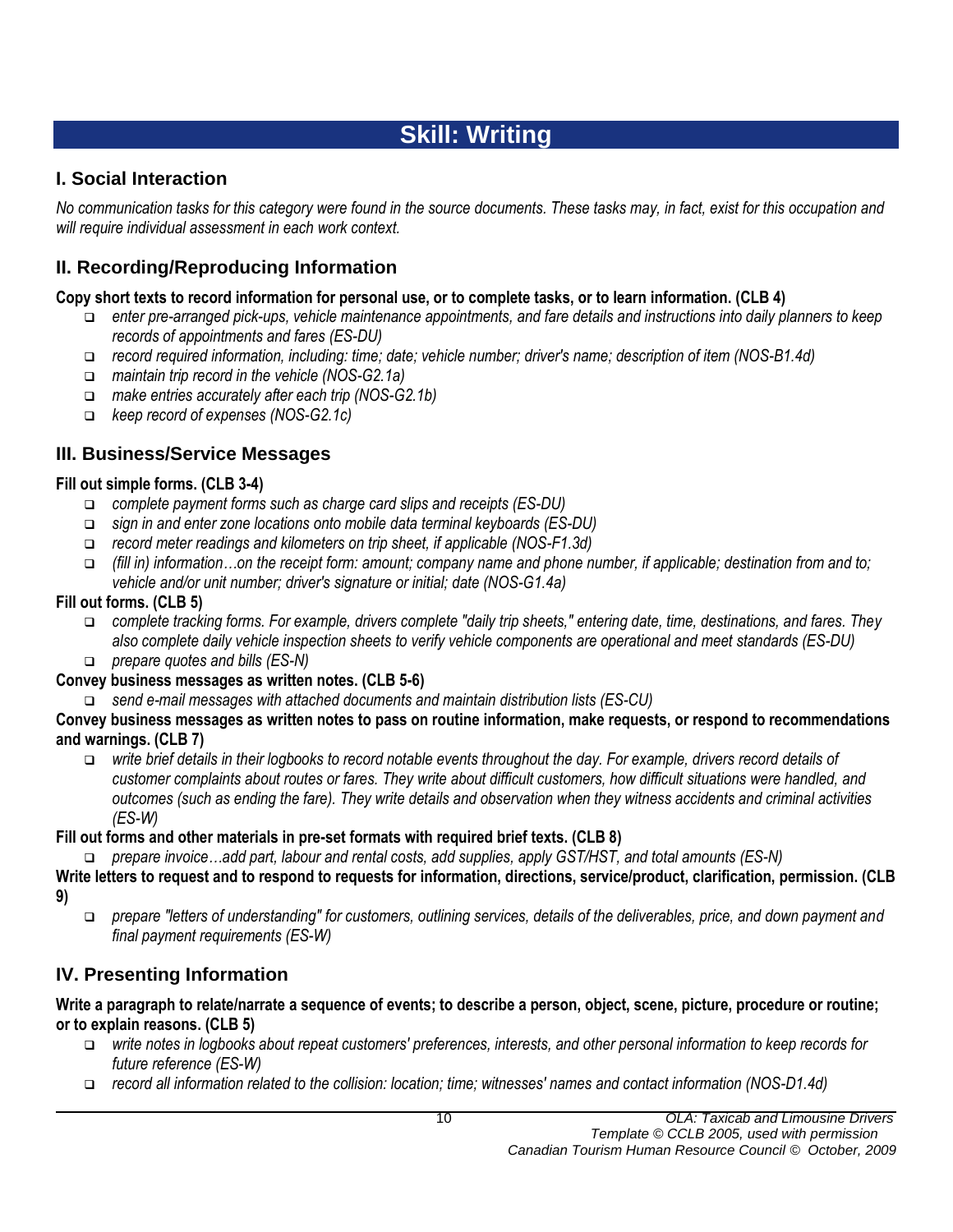# Skill: Writing

## I. Social Interaction

*No communication tasks for this category were found in the source documents. These tasks may, in fact, exist for this occupation and will require individual assessment in each work context.*

## II. Recording/Reproducing Information

**Copy short texts to record information for personal use, or to complete tasks, or to learn information. (CLB 4)**

- *enter pre-arranged pick-ups, vehicle maintenance appointments, and fare details and instructions into daily planners to keep records of appointments and fares (ES-DU)*
- *record required information, including: time; date; vehicle number; driver's name; description of item (NOS-B1.4d)*
- *maintain trip record in the vehicle (NOS-G2.1a)*
- *make entries accurately after each trip (NOS-G2.1b)*
- *keep record of expenses (NOS-G2.1c)*

## III. Business/Service Messages

**Fill out simple forms. (CLB 3-4)**

- *complete payment forms such as charge card slips and receipts (ES-DU)*
- *sign in and enter zone locations onto mobile data terminal keyboards (ES-DU)*
- *record meter readings and kilometers on trip sheet, if applicable (NOS-F1.3d)*
- *(fill in) information…on the receipt form: amount; company name and phone number, if applicable; destination from and to; vehicle and/or unit number; driver's signature or initial; date (NOS-G1.4a)*

**Fill out forms. (CLB 5)**

- *complete tracking forms. For example, drivers complete "daily trip sheets," entering date, time, destinations, and fares. They also complete daily vehicle inspection sheets to verify vehicle components are operational and meet standards (ES-DU)*
- *prepare quotes and bills (ES-N)*

**Convey business messages as written notes. (CLB 5-6)**

- *send e-mail messages with attached documents and maintain distribution lists (ES-CU)*

**Convey business messages as written notes to pass on routine information, make requests, or respond to recommendations and warnings. (CLB 7)**

- *write brief details in their logbooks to record notable events throughout the day. For example, drivers record details of customer complaints about routes or fares. They write about difficult customers, how difficult situations were handled, and outcomes (such as ending the fare). They write details and observation when they witness accidents and criminal activities (ES-W)*

**Fill out forms and other materials in pre-set formats with required brief texts. (CLB 8)**

- *prepare invoice…add part, labour and rental costs, add supplies, apply GST/HST, and total amounts (ES-N)*

**Write letters to request and to respond to requests for information, directions, service/product, clarification, permission. (CLB 9)**

- *prepare "letters of understanding" for customers, outlining services, details of the deliverables, price, and down payment and final payment requirements (ES-W)*

## IV. Presenting Information

**Write a paragraph to relate/narrate a sequence of events; to describe a person, object, scene, picture, procedure or routine; or to explain reasons. (CLB 5)**

- *write notes in logbooks about repeat customers' preferences, interests, and other personal information to keep records for future reference (ES-W)*
- *record all information related to the collision: location; time; witnesses' names and contact information (NOS-D1.4d)*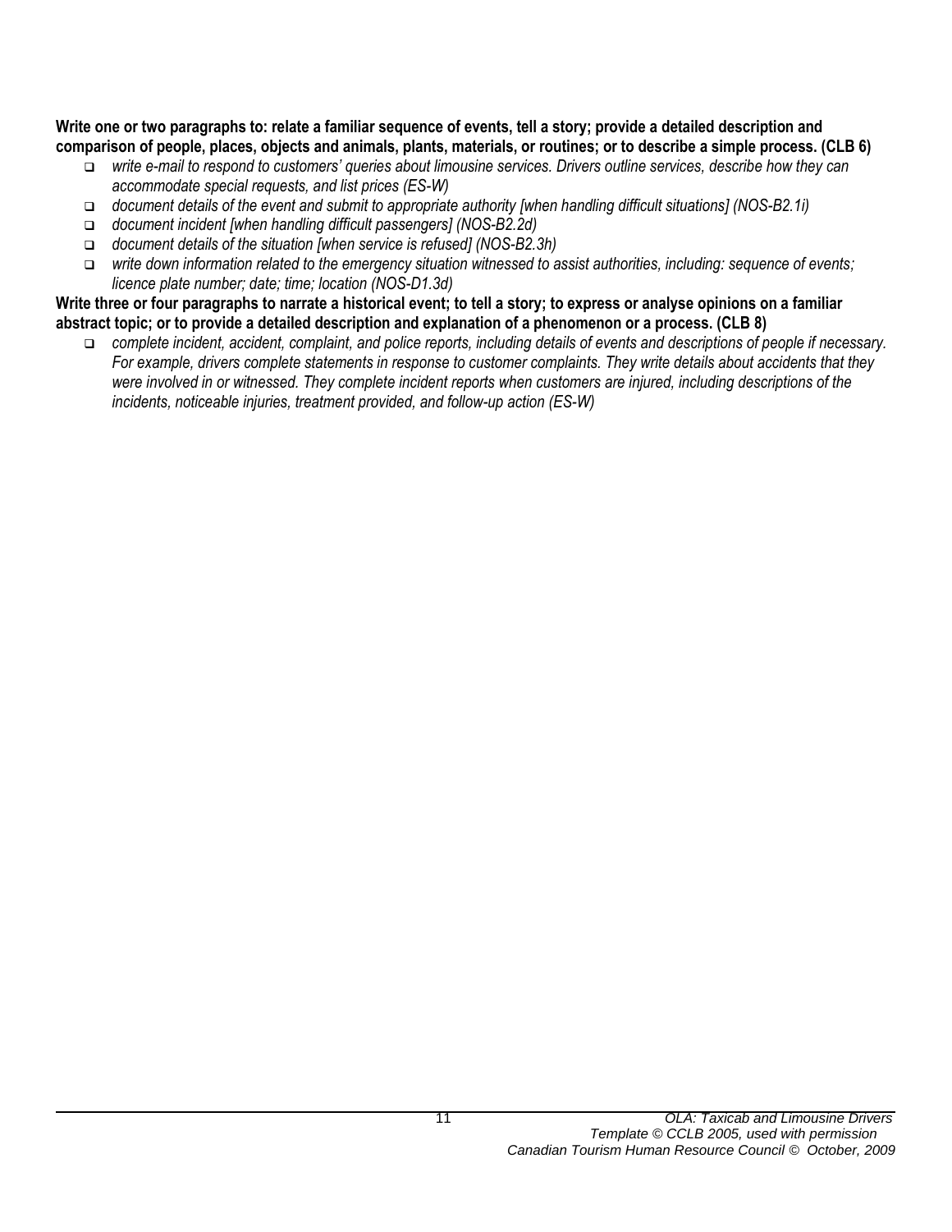**Write one or two paragraphs to: relate a familiar sequence of events, tell a story; provide a detailed description and comparison of people, places, objects and animals, plants, materials, or routines; or to describe a simple process. (CLB 6)**

- *write e-mail to respond to customers' queries about limousine services. Drivers outline services, describe how they can accommodate special requests, and list prices (ES-W)*
- *document details of the event and submit to appropriate authority [when handling difficult situations] (NOS-B2.1i)*
- *document incident [when handling difficult passengers] (NOS-B2.2d)*
- *document details of the situation [when service is refused] (NOS-B2.3h)*
- *write down information related to the emergency situation witnessed to assist authorities, including: sequence of events; licence plate number; date; time; location (NOS-D1.3d)*

**Write three or four paragraphs to narrate a historical event; to tell a story; to express or analyse opinions on a familiar abstract topic; or to provide a detailed description and explanation of a phenomenon or a process. (CLB 8)**

- *complete incident, accident, complaint, and police reports, including details of events and descriptions of people if necessary. For example, drivers complete statements in response to customer complaints. They write details about accidents that they were involved in or witnessed. They complete incident reports when customers are injured, including descriptions of the incidents, noticeable injuries, treatment provided, and follow-up action (ES-W)*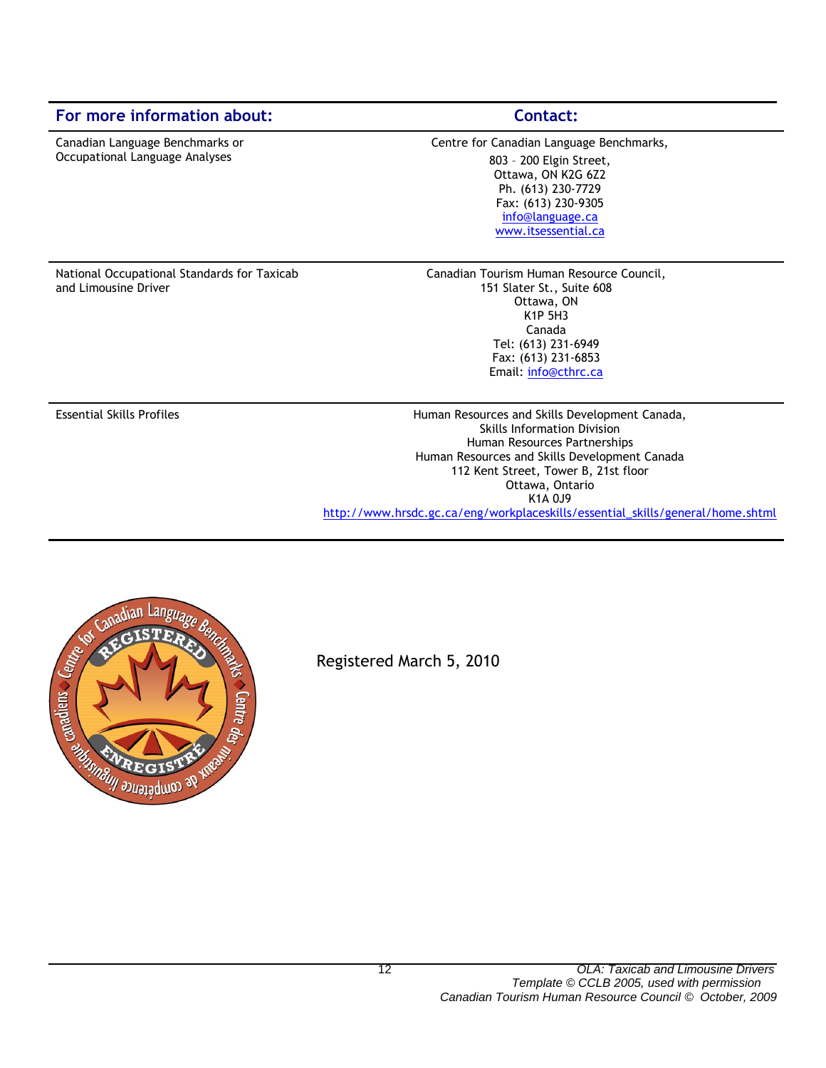| For more information about: | Contact: |
|---|---|
| Canadian Language Benchmarks or Occupational Language Analyses | Centre for Canadian Language Benchmarks,<br>803 – 200 Elgin Street,<br>Ottawa, ON K2G 6Z2<br>Ph. (613) 230-7729<br>Fax: (613) 230-9305<br>info@language.ca<br>www.itsessential.ca |
| National Occupational Standards for Taxicab and Limousine Driver | Canadian Tourism Human Resource Council,<br>151 Slater St., Suite 608<br>Ottawa, ON<br>K1P 5H3<br>Canada<br>Tel: (613) 231-6949<br>Fax: (613) 231-6853<br>Email: info@cthrc.ca |
| Essential Skills Profiles | Human Resources and Skills Development Canada,<br>Skills Information Division<br>Human Resources Partnerships<br>Human Resources and Skills Development Canada<br>112 Kent Street, Tower B, 21st floor<br>Ottawa, Ontario<br>K1A 0J9<br>http://www.hrsdc.gc.ca/eng/workplaceskills/essential_skills/general/home.shtml |

Centre for Canadian Language Benchmarks REGISTERED ENREGISTRÉ Centre des niveaux de compétence linguistique canadiens

Registered March 5, 2010